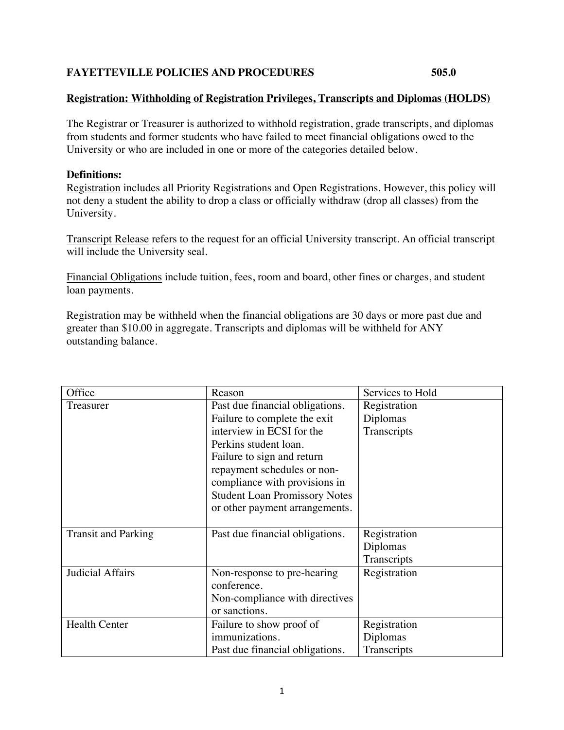**FAYETTEVILLE POLICIES AND PROCEDURES 505.0**

**Registration: Withholding of Registration Privileges, Transcripts and Diplomas (HOLDS)**

The Registrar or Treasurer is authorized to withhold registration, grade transcripts, and diplomas from students and former students who have failed to meet financial obligations owed to the University or who are included in one or more of the categories detailed below.

**Definitions:**

Registration includes all Priority Registrations and Open Registrations. However, this policy will not deny a student the ability to drop a class or officially withdraw (drop all classes) from the University.

Transcript Release refers to the request for an official University transcript. An official transcript will include the University seal.

Financial Obligations include tuition, fees, room and board, other fines or charges, and student loan payments.

Registration may be withheld when the financial obligations are 30 days or more past due and greater than $10.00 in aggregate. Transcripts and diplomas will be withheld for ANY outstanding balance.

| Office | Reason | Services to Hold |
|---|---|---|
| Treasurer | Past due financial obligations.<br>Failure to complete the exit interview in ECSI for the Perkins student loan.<br>Failure to sign and return repayment schedules or non-compliance with provisions in Student Loan Promissory Notes or other payment arrangements. | Registration<br>Diplomas<br>Transcripts |
| Transit and Parking | Past due financial obligations. | Registration<br>Diplomas<br>Transcripts |
| Judicial Affairs | Non-response to pre-hearing conference.<br>Non-compliance with directives or sanctions. | Registration |
| Health Center | Failure to show proof of immunizations.<br>Past due financial obligations. | Registration<br>Diplomas<br>Transcripts |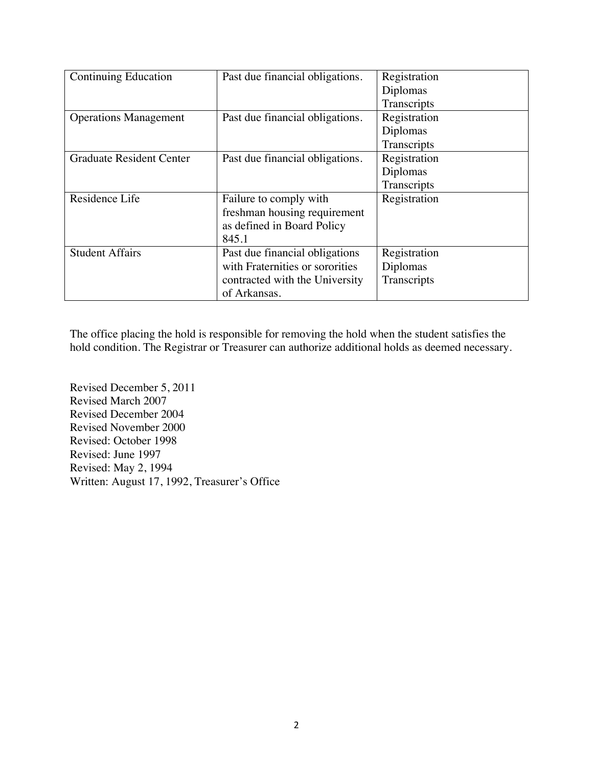| | | |
|---|---|---|
| Continuing Education | Past due financial obligations. | Registration<br>Diplomas<br>Transcripts |
| Operations Management | Past due financial obligations. | Registration<br>Diplomas<br>Transcripts |
| Graduate Resident Center | Past due financial obligations. | Registration<br>Diplomas<br>Transcripts |
| Residence Life | Failure to comply with freshman housing requirement as defined in Board Policy 845.1 | Registration |
| Student Affairs | Past due financial obligations with Fraternities or sororities contracted with the University of Arkansas. | Registration<br>Diplomas<br>Transcripts |

The office placing the hold is responsible for removing the hold when the student satisfies the hold condition. The Registrar or Treasurer can authorize additional holds as deemed necessary.

Revised December 5, 2011
Revised March 2007
Revised December 2004
Revised November 2000
Revised: October 1998
Revised: June 1997
Revised: May 2, 1994
Written: August 17, 1992, Treasurer's Office